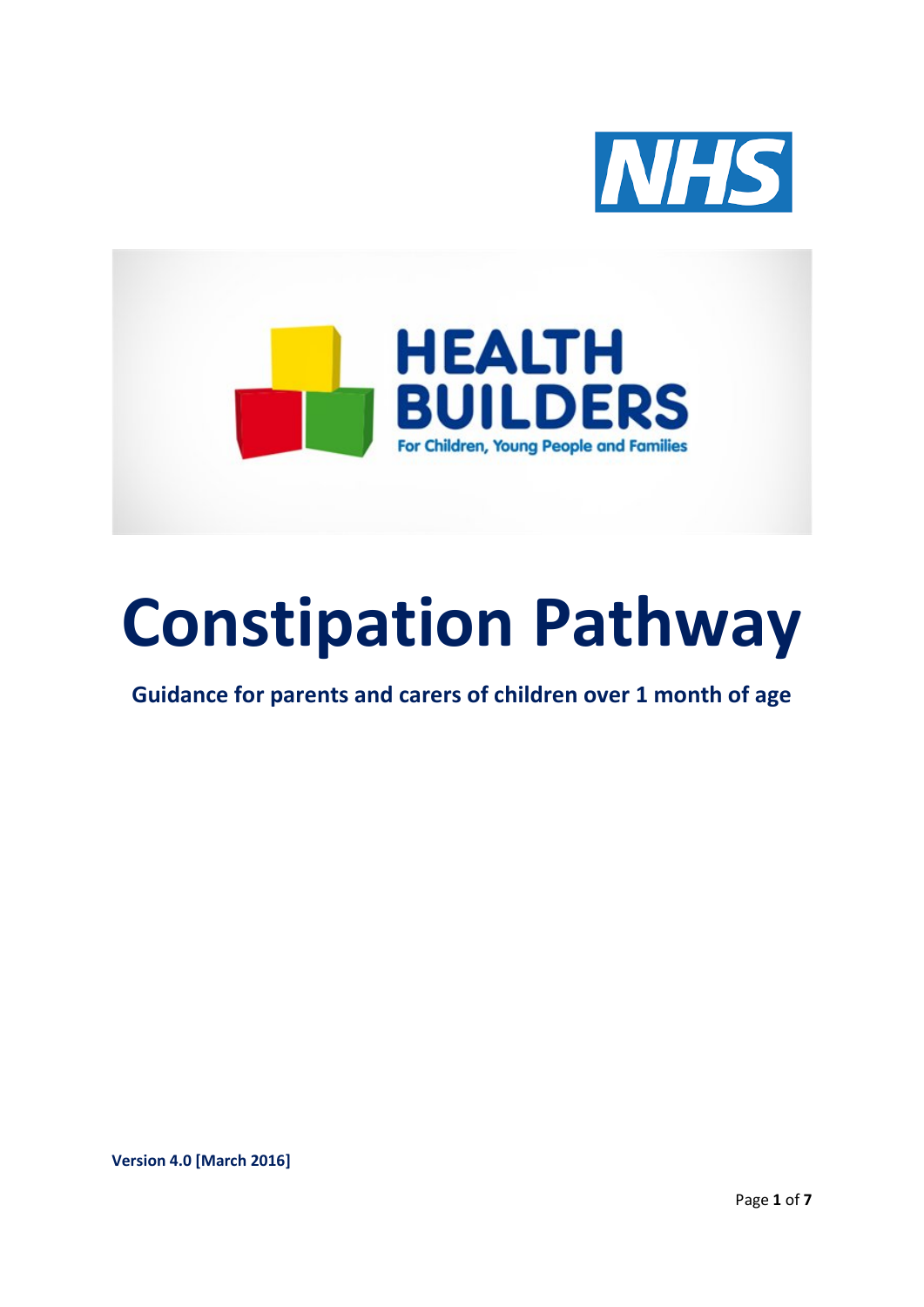NHS

HEALTH BUILDERS

For Children, Young People and Families

# Constipation Pathway

**Guidance for parents and carers of children over 1 month of age**

**Version 4.0 [March 2016]**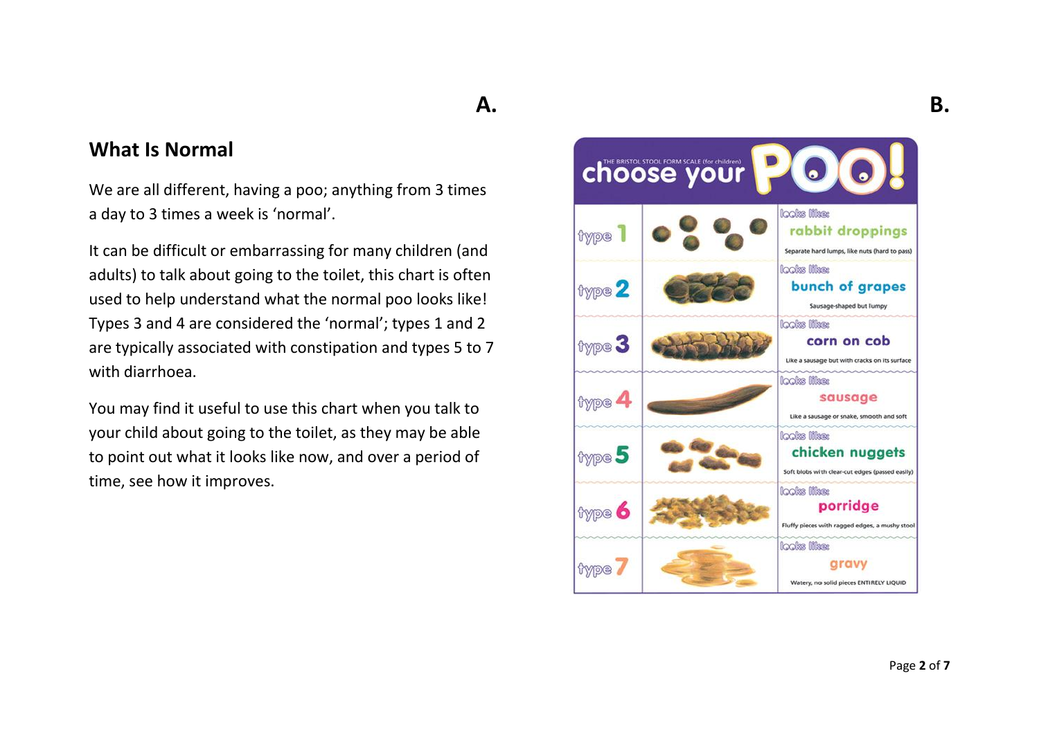A.

## What Is Normal

We are all different, having a poo; anything from 3 times a day to 3 times a week is 'normal'.

It can be difficult or embarrassing for many children (and adults) to talk about going to the toilet, this chart is often used to help understand what the normal poo looks like! Types 3 and 4 are considered the 'normal'; types 1 and 2 are typically associated with constipation and types 5 to 7 with diarrhoea.

You may find it useful to use this chart when you talk to your child about going to the toilet, as they may be able to point out what it looks like now, and over a period of time, see how it improves.

B.

THE BRISTOL STOOL FORM SCALE (for children)

**choose your POO!**

| Type | Looks like | Description |
|---|---|---|
| type 1 | rabbit droppings | Separate hard lumps, like nuts (hard to pass) |
| type 2 | bunch of grapes | Sausage-shaped but lumpy |
| type 3 | corn on cob | Like a sausage but with cracks on its surface |
| type 4 | sausage | Like a sausage or snake, smooth and soft |
| type 5 | chicken nuggets | Soft blobs with clear-cut edges (passed easily) |
| type 6 | porridge | Fluffy pieces with ragged edges, a mushy stool |
| type 7 | gravy | Watery, no solid pieces ENTIRELY LIQUID |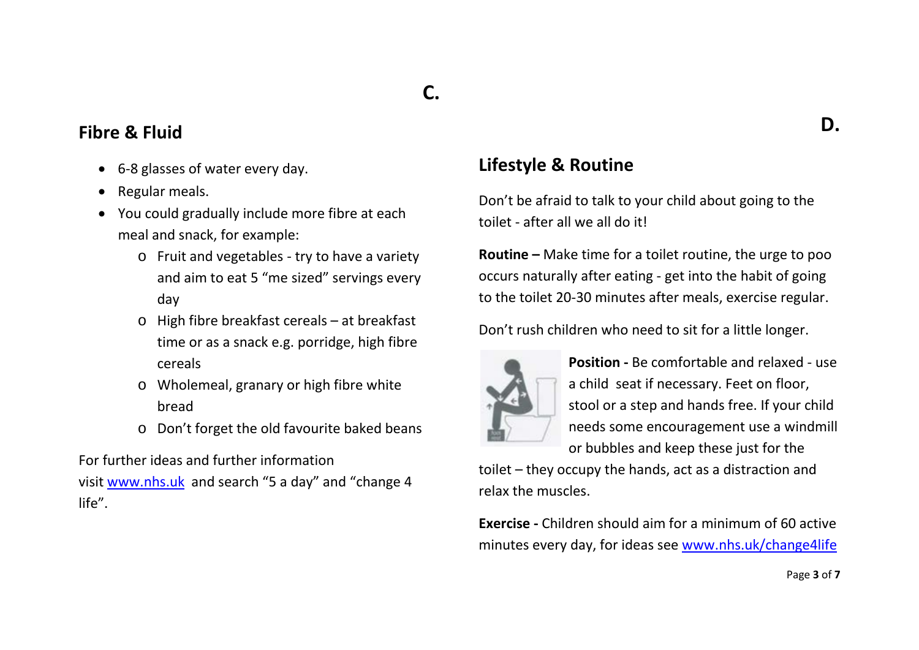C.

## Fibre & Fluid

- 6-8 glasses of water every day.
- Regular meals.
- You could gradually include more fibre at each meal and snack, for example:
  - Fruit and vegetables - try to have a variety and aim to eat 5 "me sized" servings every day
  - High fibre breakfast cereals – at breakfast time or as a snack e.g. porridge, high fibre cereals
  - Wholemeal, granary or high fibre white bread
  - Don't forget the old favourite baked beans

For further ideas and further information visit [www.nhs.uk](http://www.nhs.uk) and search "5 a day" and "change 4 life".

D.

## Lifestyle & Routine

Don't be afraid to talk to your child about going to the toilet - after all we all do it!

**Routine –** Make time for a toilet routine, the urge to poo occurs naturally after eating - get into the habit of going to the toilet 20-30 minutes after meals, exercise regular.

Don't rush children who need to sit for a little longer.

**Position -** Be comfortable and relaxed - use a child seat if necessary. Feet on floor, stool or a step and hands free. If your child needs some encouragement use a windmill or bubbles and keep these just for the toilet – they occupy the hands, act as a distraction and relax the muscles.

**Exercise -** Children should aim for a minimum of 60 active minutes every day, for ideas see [www.nhs.uk/change4life](http://www.nhs.uk/change4life)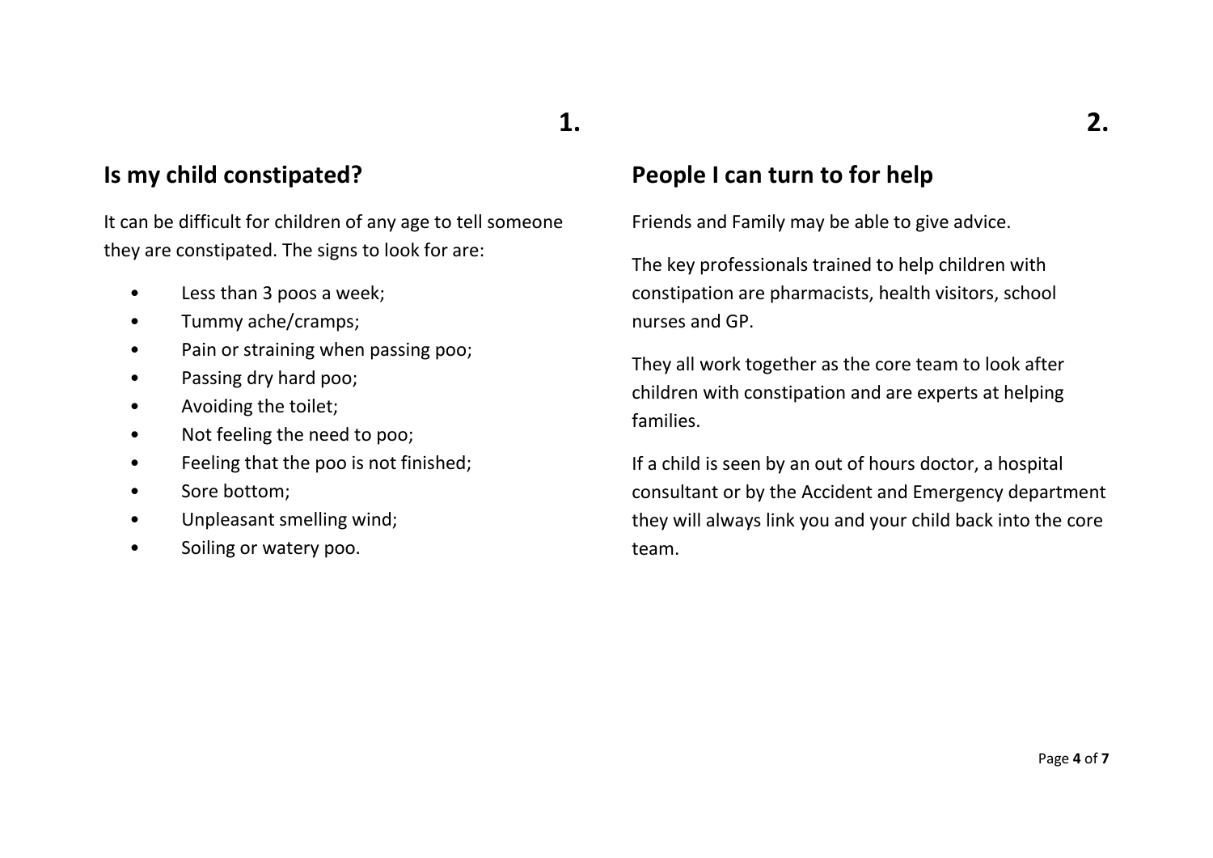**1.**

## Is my child constipated?

It can be difficult for children of any age to tell someone they are constipated. The signs to look for are:

- Less than 3 poos a week;
- Tummy ache/cramps;
- Pain or straining when passing poo;
- Passing dry hard poo;
- Avoiding the toilet;
- Not feeling the need to poo;
- Feeling that the poo is not finished;
- Sore bottom;
- Unpleasant smelling wind;
- Soiling or watery poo.

**2.**

## People I can turn to for help

Friends and Family may be able to give advice.

The key professionals trained to help children with constipation are pharmacists, health visitors, school nurses and GP.

They all work together as the core team to look after children with constipation and are experts at helping families.

If a child is seen by an out of hours doctor, a hospital consultant or by the Accident and Emergency department they will always link you and your child back into the core team.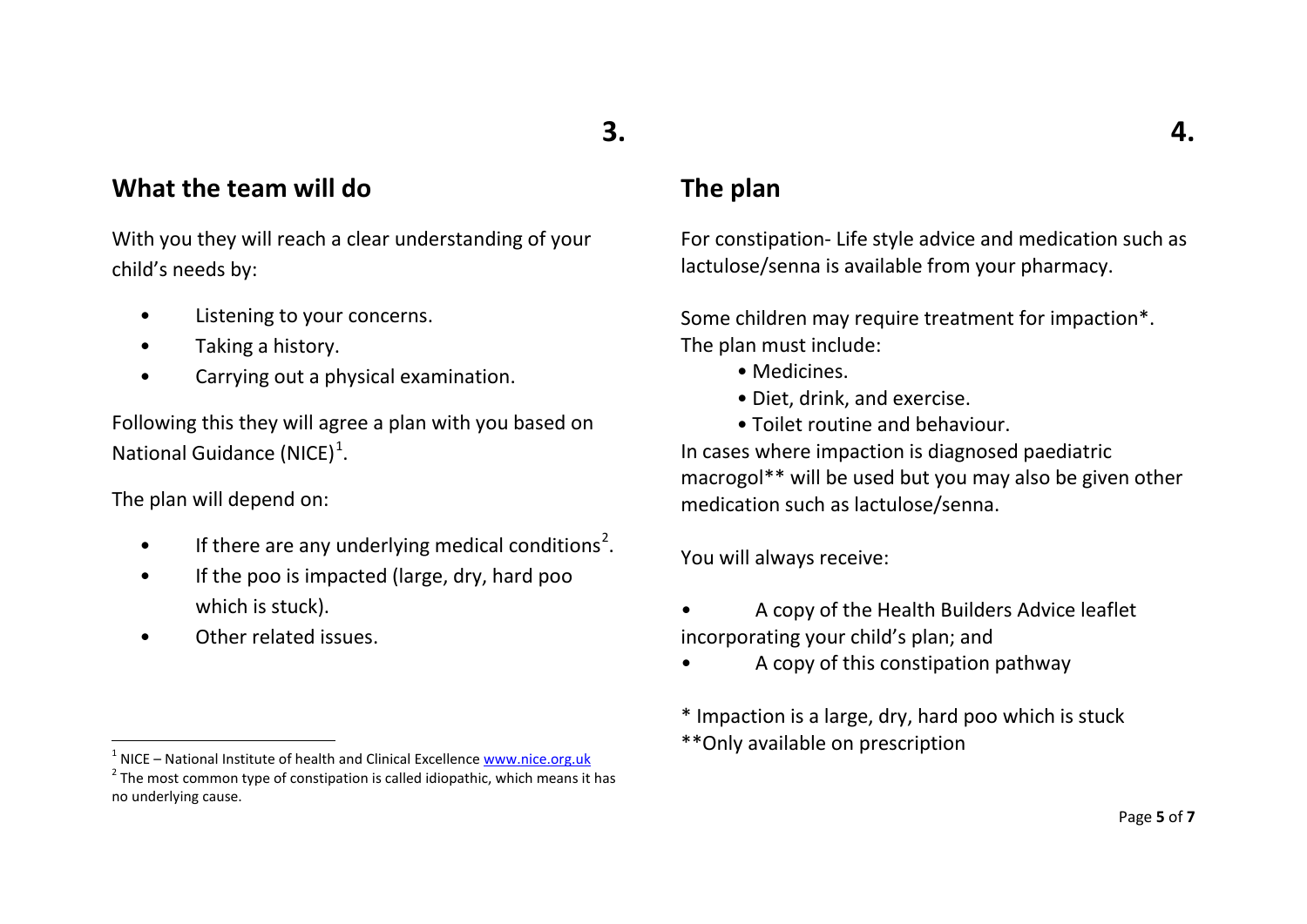**3.**

## What the team will do

With you they will reach a clear understanding of your child's needs by:

- Listening to your concerns.
- Taking a history.
- Carrying out a physical examination.

Following this they will agree a plan with you based on National Guidance (NICE)[1].

The plan will depend on:

- If there are any underlying medical conditions[2].
- If the poo is impacted (large, dry, hard poo which is stuck).
- Other related issues.

[1] NICE – National Institute of health and Clinical Excellence www.nice.org.uk

[2] The most common type of constipation is called idiopathic, which means it has no underlying cause.

**4.**

## The plan

For constipation- Life style advice and medication such as lactulose/senna is available from your pharmacy.

Some children may require treatment for impaction*. The plan must include:

- Medicines.
- Diet, drink, and exercise.
- Toilet routine and behaviour.

In cases where impaction is diagnosed paediatric macrogol** will be used but you may also be given other medication such as lactulose/senna.

You will always receive:

- A copy of the Health Builders Advice leaflet incorporating your child's plan; and
- A copy of this constipation pathway

* Impaction is a large, dry, hard poo which is stuck

**Only available on prescription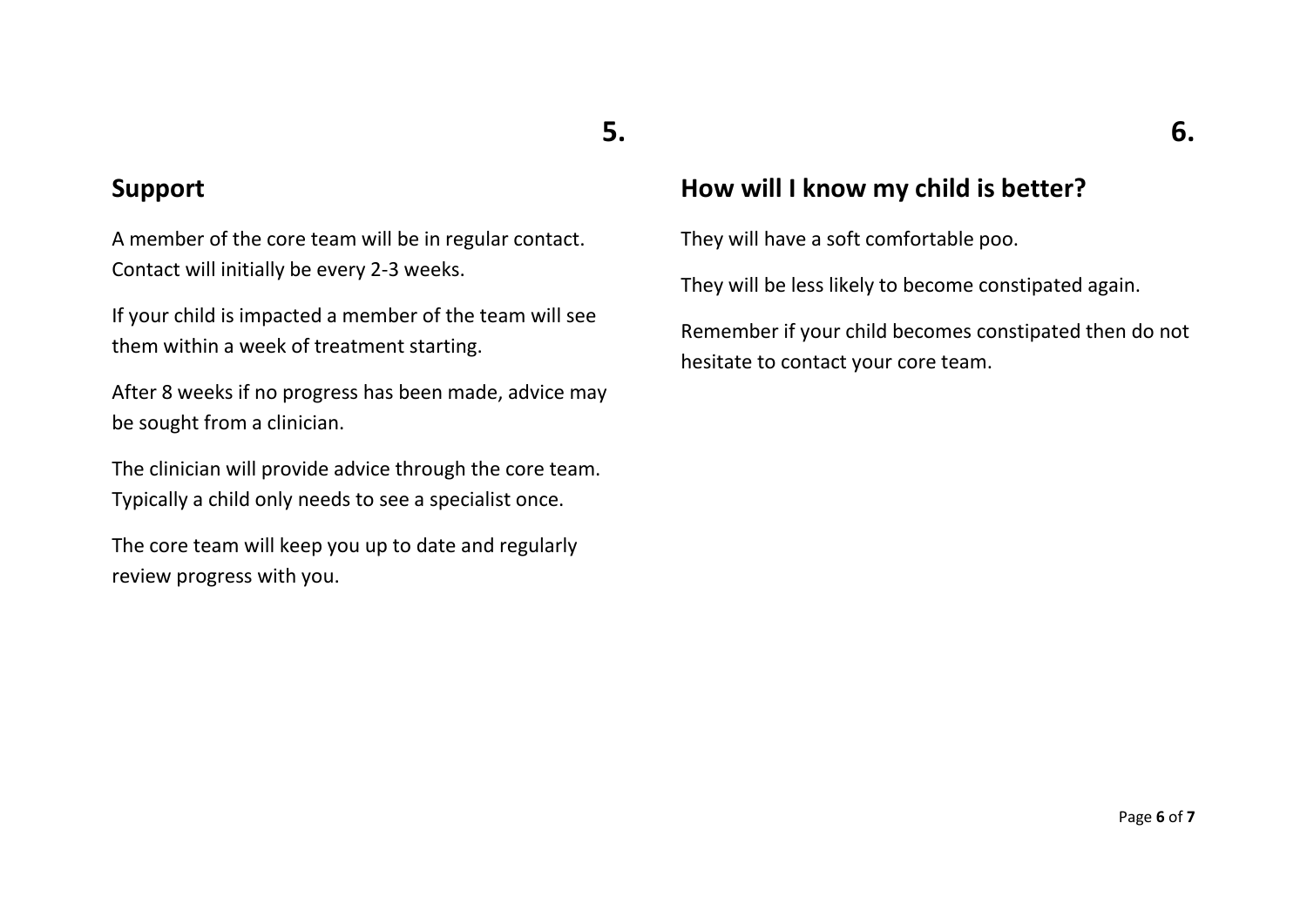## 5.

## Support

A member of the core team will be in regular contact. Contact will initially be every 2-3 weeks.

If your child is impacted a member of the team will see them within a week of treatment starting.

After 8 weeks if no progress has been made, advice may be sought from a clinician.

The clinician will provide advice through the core team. Typically a child only needs to see a specialist once.

The core team will keep you up to date and regularly review progress with you.

## 6.

## How will I know my child is better?

They will have a soft comfortable poo.

They will be less likely to become constipated again.

Remember if your child becomes constipated then do not hesitate to contact your core team.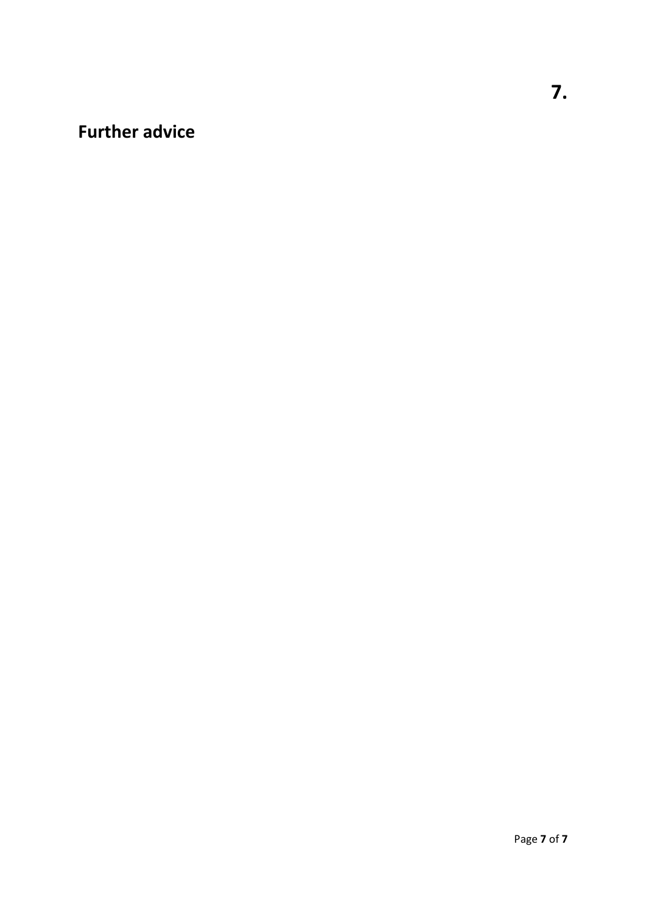## 7. Further advice